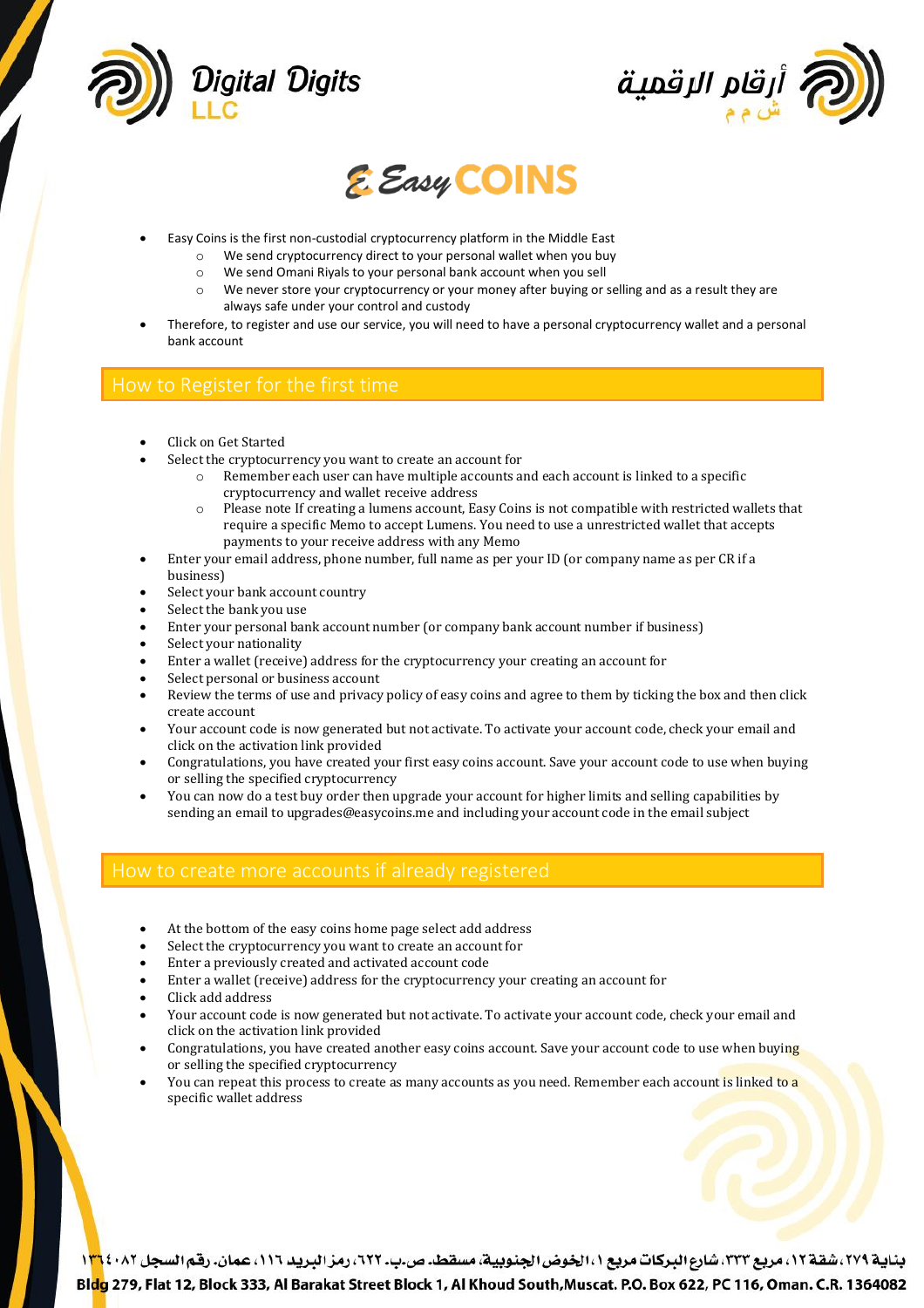# Easy COINS

- Easy Coins is the first non-custodial cryptocurrency platform in the Middle East
  - We send cryptocurrency direct to your personal wallet when you buy
  - We send Omani Riyals to your personal bank account when you sell
  - We never store your cryptocurrency or your money after buying or selling and as a result they are always safe under your control and custody
- Therefore, to register and use our service, you will need to have a personal cryptocurrency wallet and a personal bank account

## How to Register for the first time

- Click on Get Started
- Select the cryptocurrency you want to create an account for
  - Remember each user can have multiple accounts and each account is linked to a specific cryptocurrency and wallet receive address
  - Please note If creating a lumens account, Easy Coins is not compatible with restricted wallets that require a specific Memo to accept Lumens. You need to use a unrestricted wallet that accepts payments to your receive address with any Memo
- Enter your email address, phone number, full name as per your ID (or company name as per CR if a business)
- Select your bank account country
- Select the bank you use
- Enter your personal bank account number (or company bank account number if business)
- Select your nationality
- Enter a wallet (receive) address for the cryptocurrency your creating an account for
- Select personal or business account
- Review the terms of use and privacy policy of easy coins and agree to them by ticking the box and then click create account
- Your account code is now generated but not activate. To activate your account code, check your email and click on the activation link provided
- Congratulations, you have created your first easy coins account. Save your account code to use when buying or selling the specified cryptocurrency
- You can now do a test buy order then upgrade your account for higher limits and selling capabilities by sending an email to upgrades@easycoins.me and including your account code in the email subject

## How to create more accounts if already registered

- At the bottom of the easy coins home page select add address
- Select the cryptocurrency you want to create an account for
- Enter a previously created and activated account code
- Enter a wallet (receive) address for the cryptocurrency your creating an account for
- Click add address
- Your account code is now generated but not activate. To activate your account code, check your email and click on the activation link provided
- Congratulations, you have created another easy coins account. Save your account code to use when buying or selling the specified cryptocurrency
- You can repeat this process to create as many accounts as you need. Remember each account is linked to a specific wallet address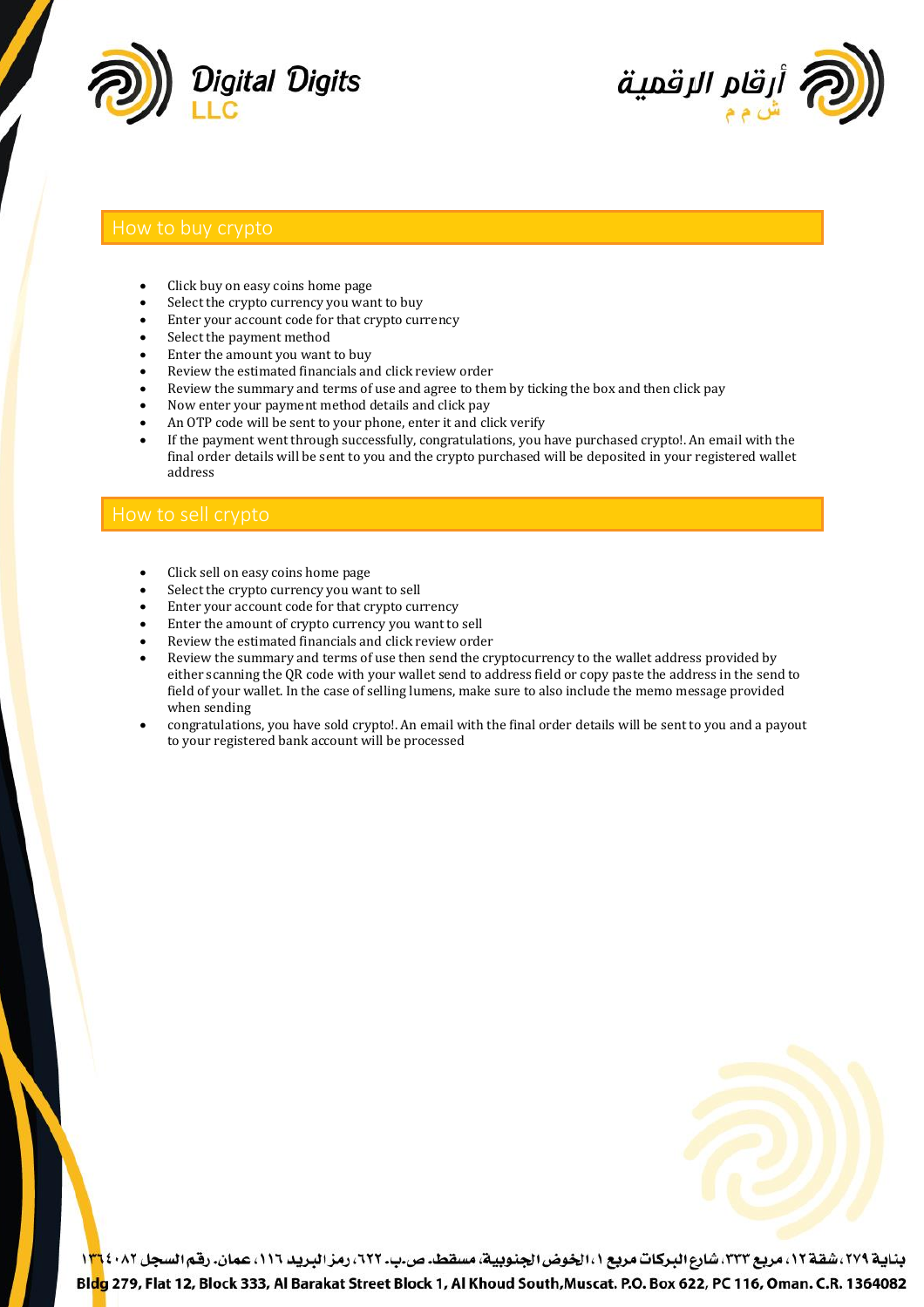## How to buy crypto

- Click buy on easy coins home page
- Select the crypto currency you want to buy
- Enter your account code for that crypto currency
- Select the payment method
- Enter the amount you want to buy
- Review the estimated financials and click review order
- Review the summary and terms of use and agree to them by ticking the box and then click pay
- Now enter your payment method details and click pay
- An OTP code will be sent to your phone, enter it and click verify
- If the payment went through successfully, congratulations, you have purchased crypto!. An email with the final order details will be sent to you and the crypto purchased will be deposited in your registered wallet address

## How to sell crypto

- Click sell on easy coins home page
- Select the crypto currency you want to sell
- Enter your account code for that crypto currency
- Enter the amount of crypto currency you want to sell
- Review the estimated financials and click review order
- Review the summary and terms of use then send the cryptocurrency to the wallet address provided by either scanning the QR code with your wallet send to address field or copy paste the address in the send to field of your wallet. In the case of selling lumens, make sure to also include the memo message provided when sending
- congratulations, you have sold crypto!. An email with the final order details will be sent to you and a payout to your registered bank account will be processed